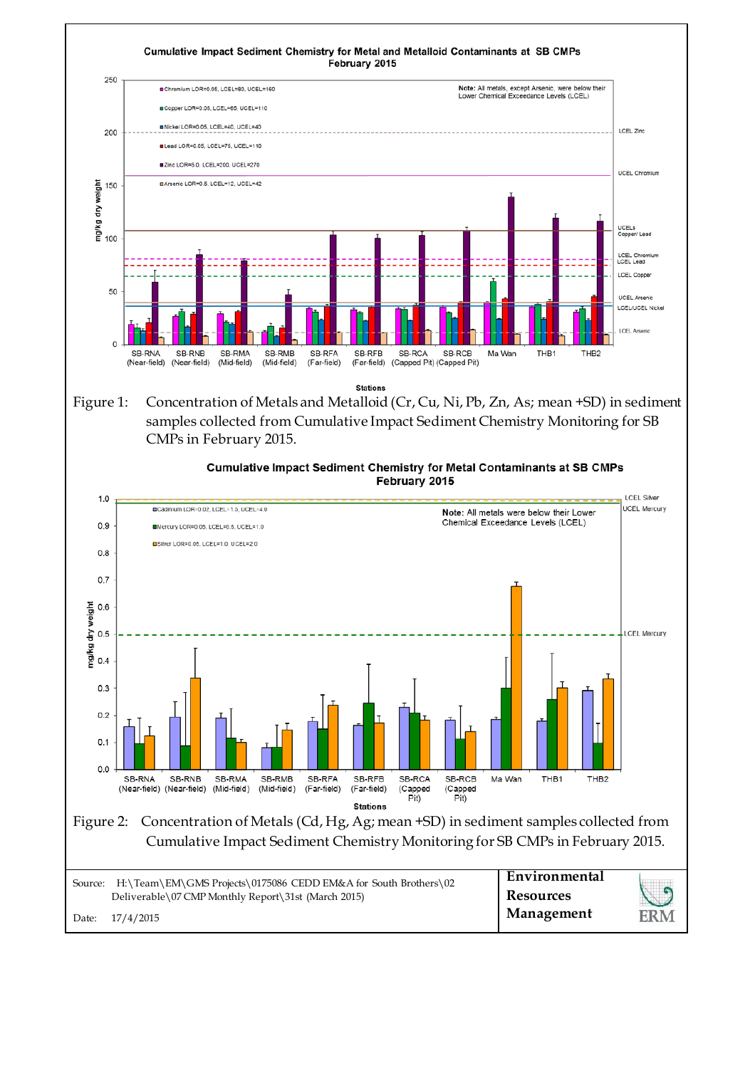Figure 1: Concentration of Metals and Metalloid (Cr, Cu, Ni, Pb, Zn, As; mean +SD) in sediment samples collected from Cumulative Impact Sediment Chemistry Monitoring for SB CMPs in February 2015.

Figure 2: Concentration of Metals (Cd, Hg, Ag; mean +SD) in sediment samples collected from Cumulative Impact Sediment Chemistry Monitoring for SB CMPs in February 2015.

Source: H:\Team\EM\GMS Projects\0175086 CEDD EM&A for South Brothers\02 Deliverable\07 CMP Monthly Report\31st (March 2015)

Date: 17/4/2015

**Environmental Resources Management**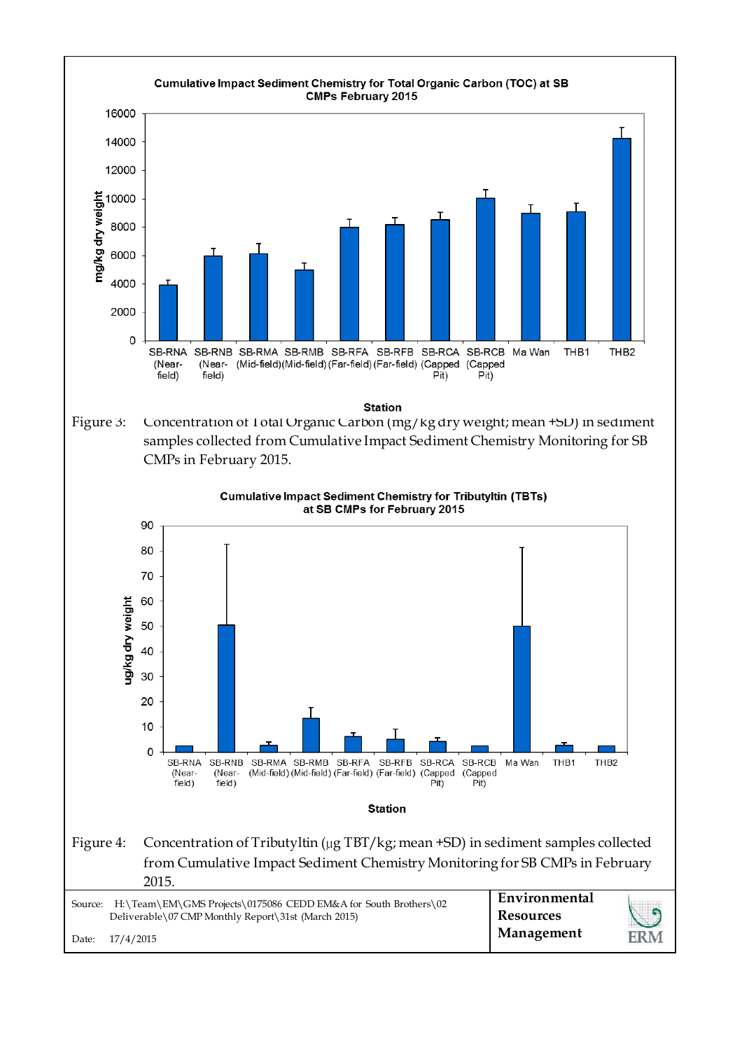Figure 3: Concentration of Total Organic Carbon (mg/kg dry weight; mean +SD) in sediment samples collected from Cumulative Impact Sediment Chemistry Monitoring for SB CMPs in February 2015.

Figure 4: Concentration of Tributyltin (μg TBT/kg; mean +SD) in sediment samples collected from Cumulative Impact Sediment Chemistry Monitoring for SB CMPs in February 2015.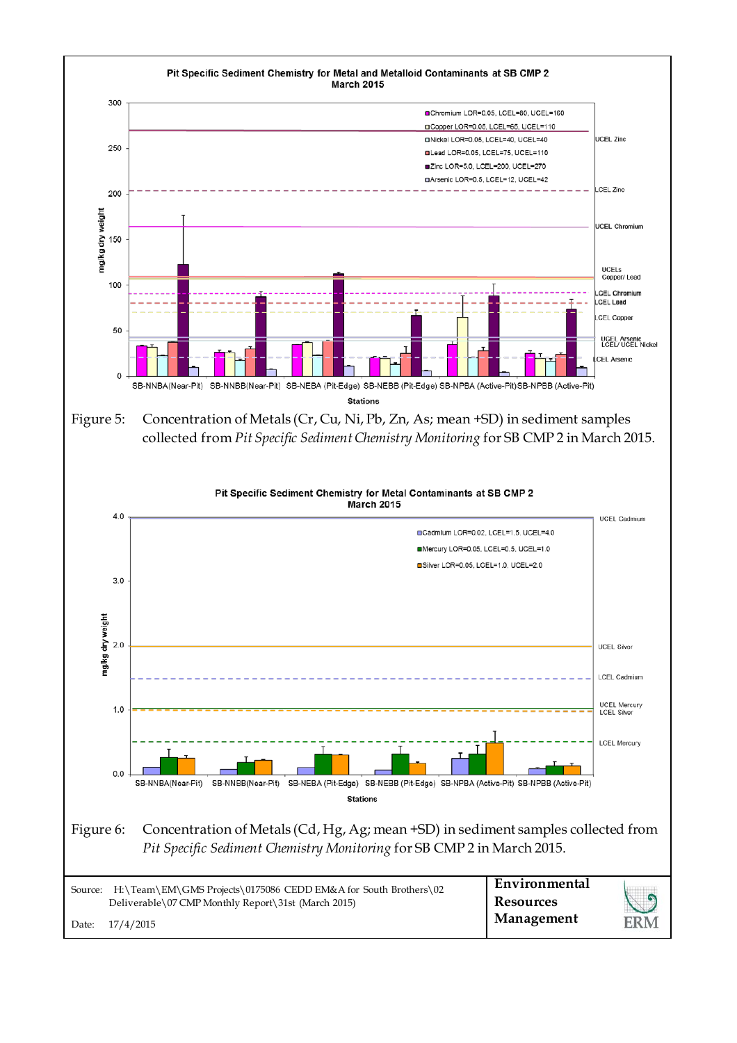Figure 5: Concentration of Metals (Cr, Cu, Ni, Pb, Zn, As; mean +SD) in sediment samples collected from *Pit Specific Sediment Chemistry Monitoring* for SB CMP 2 in March 2015.

Figure 6: Concentration of Metals (Cd, Hg, Ag; mean +SD) in sediment samples collected from *Pit Specific Sediment Chemistry Monitoring* for SB CMP 2 in March 2015.

Source: H:\Team\EM\GMS Projects\0175086 CEDD EM&A for South Brothers\02 Deliverable\07 CMP Monthly Report\31st (March 2015)

Date: 17/4/2015

**Environmental Resources Management**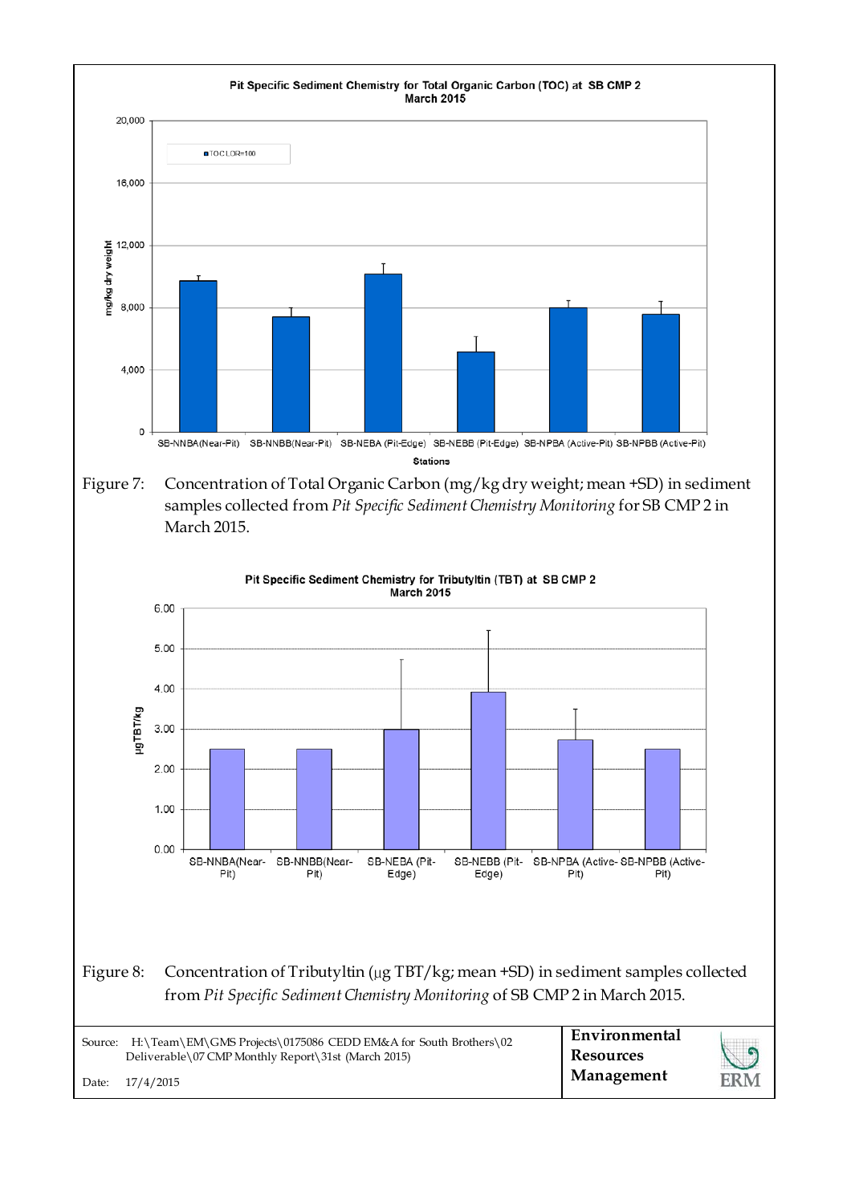Pit Specific Sediment Chemistry for Total Organic Carbon (TOC) at SB CMP 2
March 2015

20,000
16,000
12,000
8,000
4,000
0

mg/kg dry weight

TOC LOR=100

SB-NNBA(Near-Pit) SB-NNBB(Near-Pit) SB-NEBA (Pit-Edge) SB-NEBB (Pit-Edge) SB-NPBA (Active-Pit) SB-NPBB (Active-Pit)

Stations

Figure 7: Concentration of Total Organic Carbon (mg/kg dry weight; mean +SD) in sediment samples collected from *Pit Specific Sediment Chemistry Monitoring* for SB CMP 2 in March 2015.

Pit Specific Sediment Chemistry for Tributyltin (TBT) at SB CMP 2
March 2015

6.00
5.00
4.00
3.00
2.00
1.00
0.00

μgTBT/kg

SB-NNBA(Near-Pit) SB-NNBB(Near-Pit) SB-NEBA (Pit-Edge) SB-NEBB (Pit-Edge) SB-NPBA (Active-Pit) SB-NPBB (Active-Pit)

Figure 8: Concentration of Tributyltin (μg TBT/kg; mean +SD) in sediment samples collected from *Pit Specific Sediment Chemistry Monitoring* of SB CMP 2 in March 2015.

Source: H:\Team\EM\GMS Projects\0175086 CEDD EM&A for South Brothers\02 Deliverable\07 CMP Monthly Report\31st (March 2015)

Date: 17/4/2015

**Environmental Resources Management**

ERM